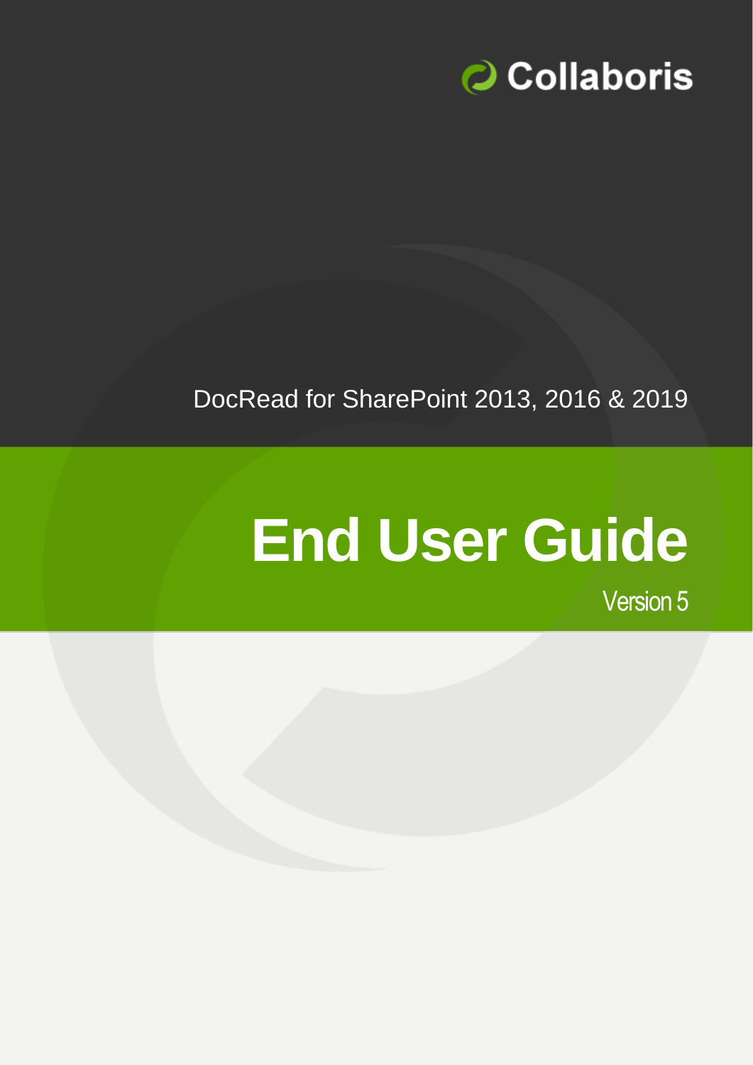Collaboris

DocRead for SharePoint 2013, 2016 & 2019

# End User Guide

Version 5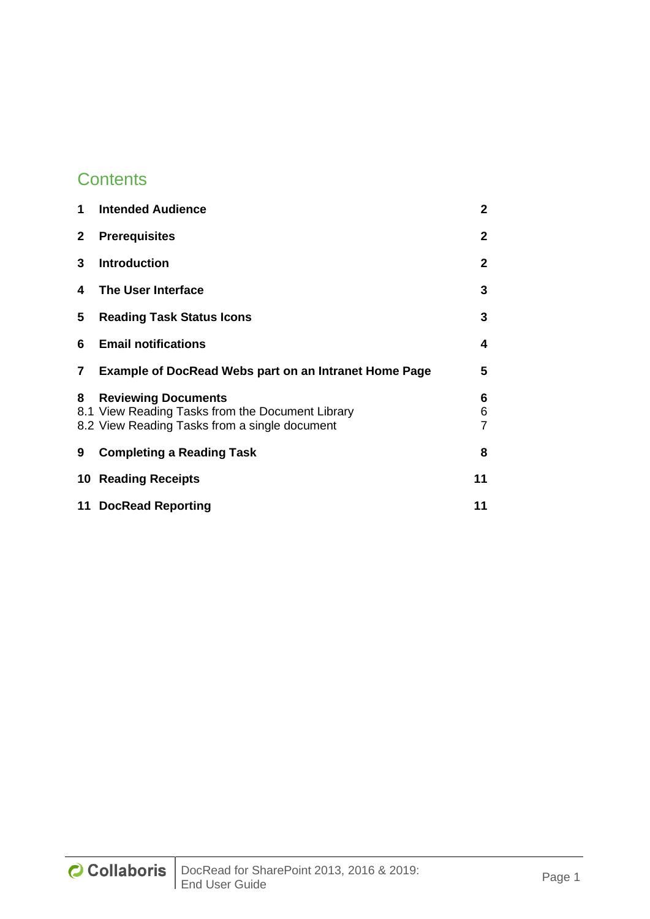# Contents

| | | |
|---|---|---|
| **1** | **Intended Audience** | **2** |
| **2** | **Prerequisites** | **2** |
| **3** | **Introduction** | **2** |
| **4** | **The User Interface** | **3** |
| **5** | **Reading Task Status Icons** | **3** |
| **6** | **Email notifications** | **4** |
| **7** | **Example of DocRead Webs part on an Intranet Home Page** | **5** |
| **8** | **Reviewing Documents** | **6** |
| 8.1 | View Reading Tasks from the Document Library | 6 |
| 8.2 | View Reading Tasks from a single document | 7 |
| **9** | **Completing a Reading Task** | **8** |
| **10** | **Reading Receipts** | **11** |
| **11** | **DocRead Reporting** | **11** |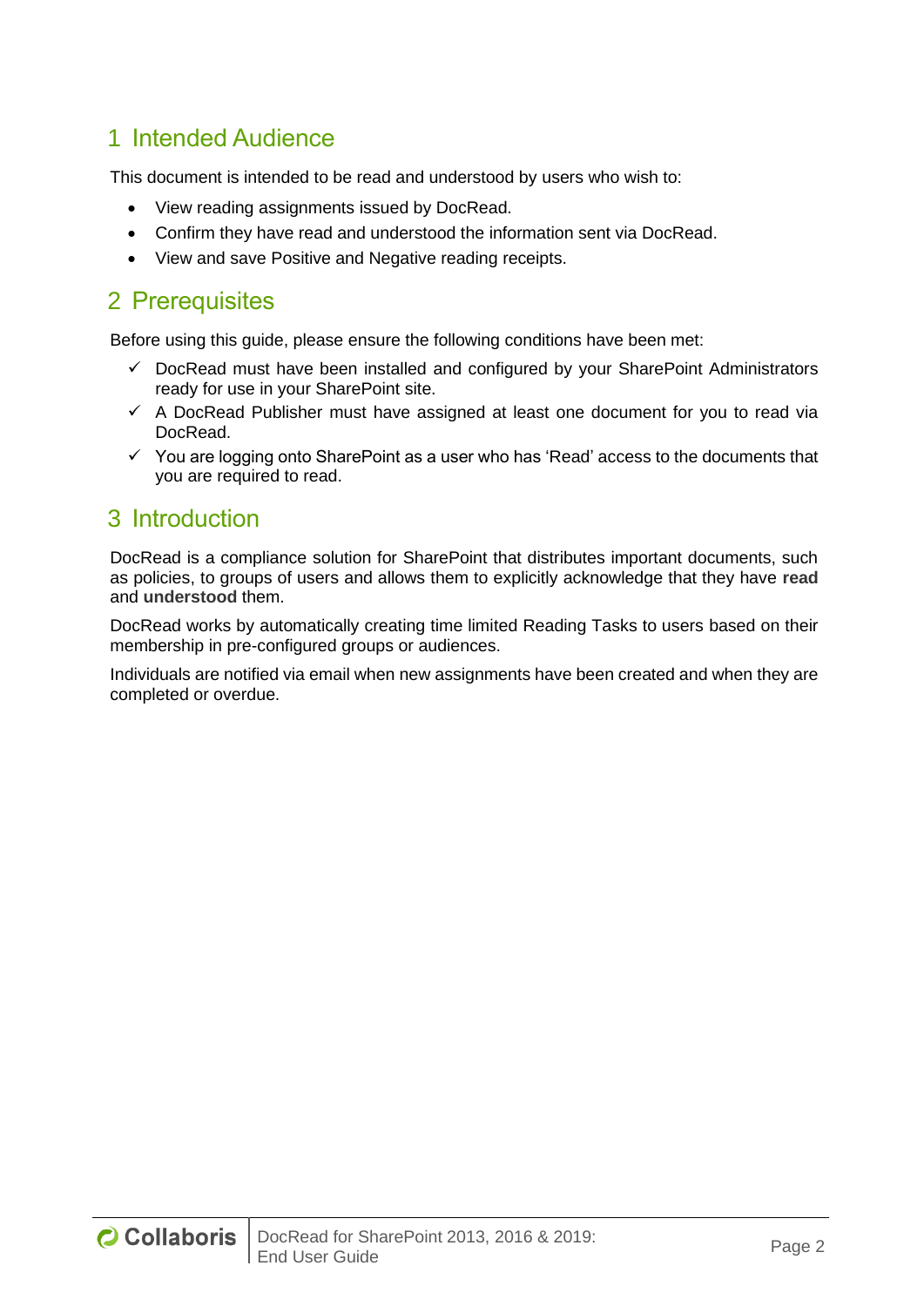# 1 Intended Audience

This document is intended to be read and understood by users who wish to:

- View reading assignments issued by DocRead.
- Confirm they have read and understood the information sent via DocRead.
- View and save Positive and Negative reading receipts.

# 2 Prerequisites

Before using this guide, please ensure the following conditions have been met:

- ✓ DocRead must have been installed and configured by your SharePoint Administrators ready for use in your SharePoint site.
- ✓ A DocRead Publisher must have assigned at least one document for you to read via DocRead.
- ✓ You are logging onto SharePoint as a user who has 'Read' access to the documents that you are required to read.

# 3 Introduction

DocRead is a compliance solution for SharePoint that distributes important documents, such as policies, to groups of users and allows them to explicitly acknowledge that they have **read** and **understood** them.

DocRead works by automatically creating time limited Reading Tasks to users based on their membership in pre-configured groups or audiences.

Individuals are notified via email when new assignments have been created and when they are completed or overdue.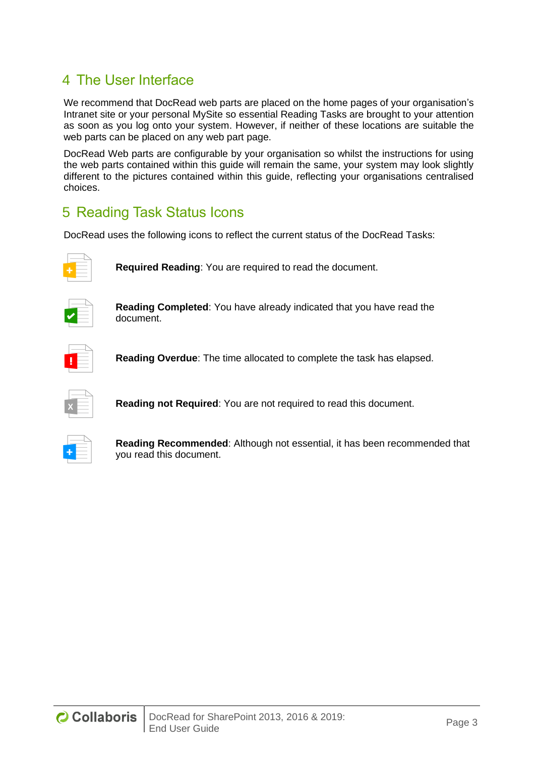# 4 The User Interface

We recommend that DocRead web parts are placed on the home pages of your organisation's Intranet site or your personal MySite so essential Reading Tasks are brought to your attention as soon as you log onto your system. However, if neither of these locations are suitable the web parts can be placed on any web part page.

DocRead Web parts are configurable by your organisation so whilst the instructions for using the web parts contained within this guide will remain the same, your system may look slightly different to the pictures contained within this guide, reflecting your organisations centralised choices.

# 5 Reading Task Status Icons

DocRead uses the following icons to reflect the current status of the DocRead Tasks:

**Required Reading**: You are required to read the document.

**Reading Completed**: You have already indicated that you have read the document.

**Reading Overdue**: The time allocated to complete the task has elapsed.

**Reading not Required**: You are not required to read this document.

**Reading Recommended**: Although not essential, it has been recommended that you read this document.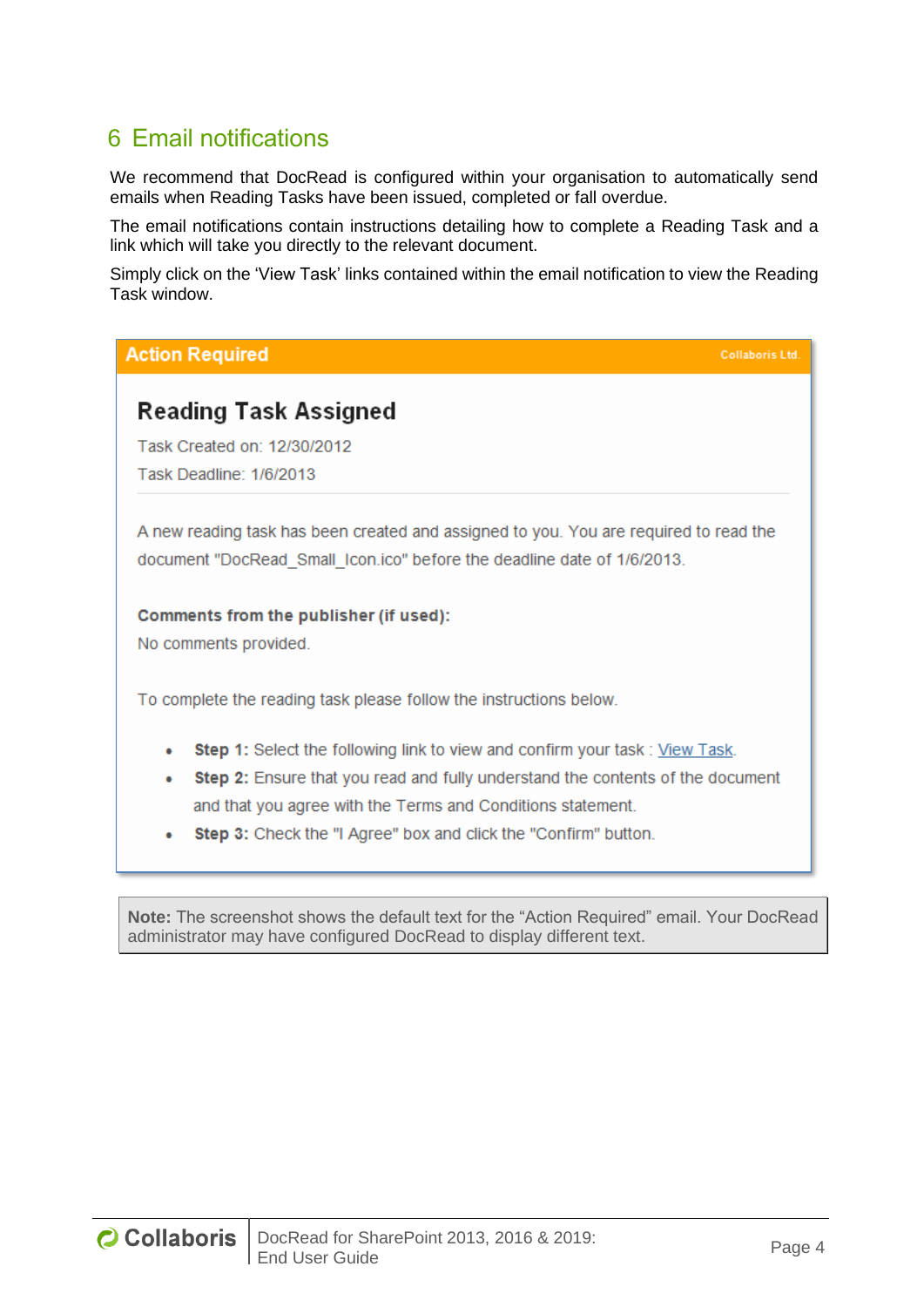# 6 Email notifications

We recommend that DocRead is configured within your organisation to automatically send emails when Reading Tasks have been issued, completed or fall overdue.

The email notifications contain instructions detailing how to complete a Reading Task and a link which will take you directly to the relevant document.

Simply click on the 'View Task' links contained within the email notification to view the Reading Task window.

**Action Required** Collaboris Ltd.

## Reading Task Assigned

Task Created on: 12/30/2012

Task Deadline: 1/6/2013

A new reading task has been created and assigned to you. You are required to read the document "DocRead_Small_Icon.ico" before the deadline date of 1/6/2013.

**Comments from the publisher (if used):**

No comments provided.

To complete the reading task please follow the instructions below.

- **Step 1:** Select the following link to view and confirm your task : View Task.
- **Step 2:** Ensure that you read and fully understand the contents of the document and that you agree with the Terms and Conditions statement.
- **Step 3:** Check the "I Agree" box and click the "Confirm" button.

**Note:** The screenshot shows the default text for the "Action Required" email. Your DocRead administrator may have configured DocRead to display different text.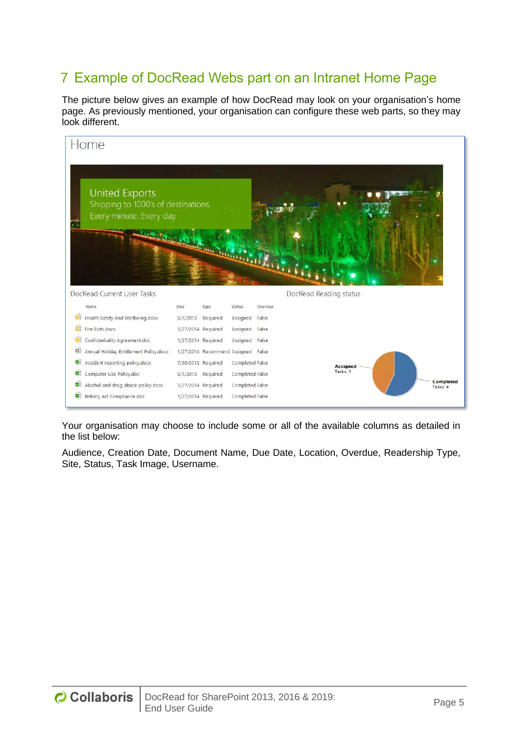# 7 Example of DocRead Webs part on an Intranet Home Page

The picture below gives an example of how DocRead may look on your organisation's home page. As previously mentioned, your organisation can configure these web parts, so they may look different.

Home

United Exports
Shipping to 1000's of destinations.
Every minute. Every day.

DocRead Current User Tasks

| Name | Due | Type | Status | Overdue |
|---|---|---|---|---|
| Health Safety And Wellbeing.docx | 8/7/2013 | Required | Assigned | False |
| Fire Exits.docx | 1/27/2014 | Required | Assigned | False |
| Confidentiality Agreement.doc | 1/27/2014 | Required | Assigned | False |
| Annual Holiday Entitlement Policy.docx | 1/27/2014 | Recommend | Assigned | False |
| Accident reporting policy.docx | 7/30/2013 | Required | Completed | False |
| Computer Use Policy.doc | 8/1/2013 | Required | Completed | False |
| Alcohol and drug abuse policy.docx | 1/27/2014 | Required | Completed | False |
| Bribery Act Compliance.doc | 1/27/2014 | Required | Completed | False |

DocRead Reading status

Assigned Tasks: 3

Completed Tasks: 4

Your organisation may choose to include some or all of the available columns as detailed in the list below:

Audience, Creation Date, Document Name, Due Date, Location, Overdue, Readership Type, Site, Status, Task Image, Username.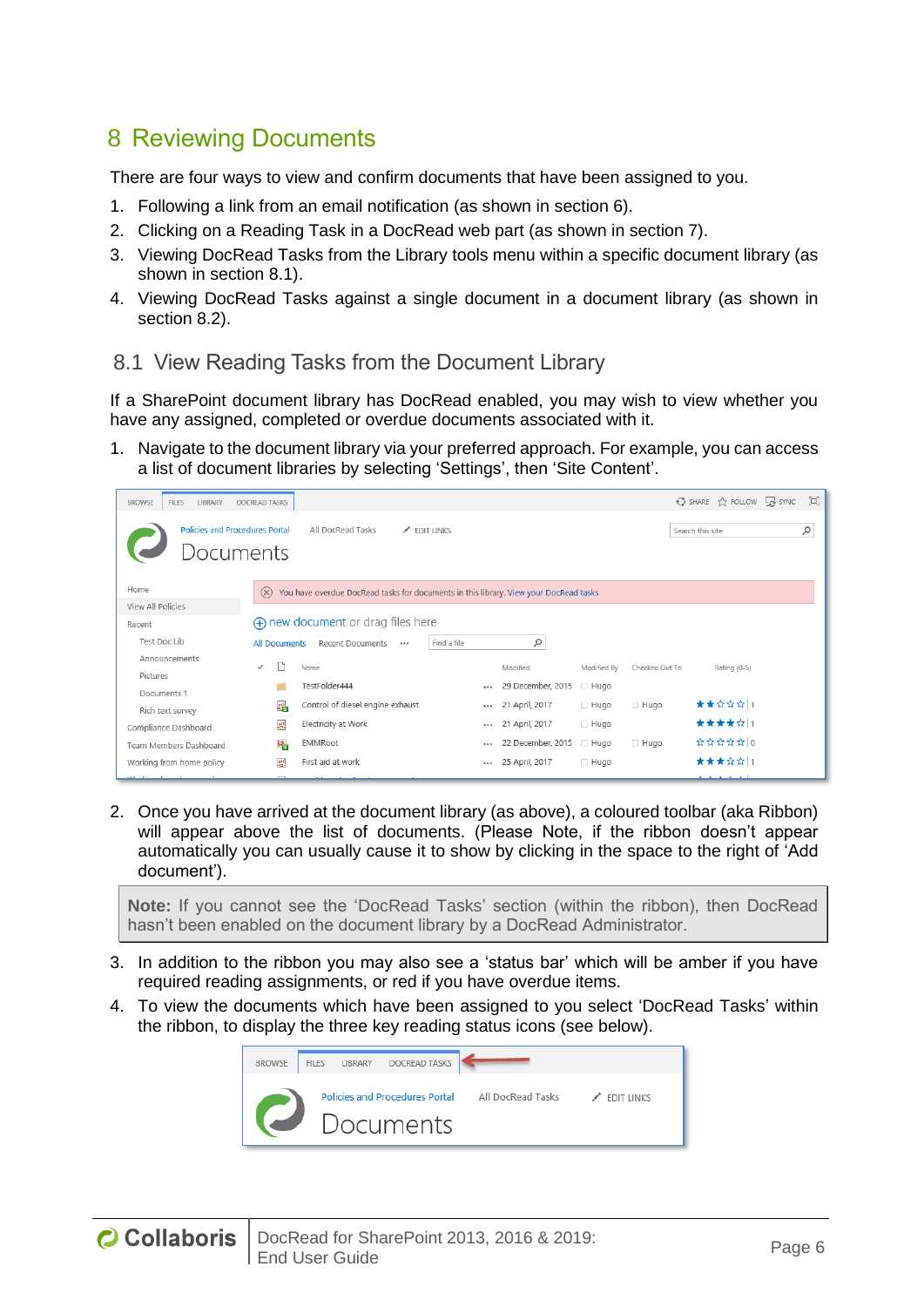# 8 Reviewing Documents

There are four ways to view and confirm documents that have been assigned to you.

1. Following a link from an email notification (as shown in section 6).
2. Clicking on a Reading Task in a DocRead web part (as shown in section 7).
3. Viewing DocRead Tasks from the Library tools menu within a specific document library (as shown in section 8.1).
4. Viewing DocRead Tasks against a single document in a document library (as shown in section 8.2).

## 8.1 View Reading Tasks from the Document Library

If a SharePoint document library has DocRead enabled, you may wish to view whether you have any assigned, completed or overdue documents associated with it.

1. Navigate to the document library via your preferred approach. For example, you can access a list of document libraries by selecting 'Settings', then 'Site Content'.

2. Once you have arrived at the document library (as above), a coloured toolbar (aka Ribbon) will appear above the list of documents. (Please Note, if the ribbon doesn't appear automatically you can usually cause it to show by clicking in the space to the right of 'Add document').

> **Note:** If you cannot see the 'DocRead Tasks' section (within the ribbon), then DocRead hasn't been enabled on the document library by a DocRead Administrator.

3. In addition to the ribbon you may also see a 'status bar' which will be amber if you have required reading assignments, or red if you have overdue items.
4. To view the documents which have been assigned to you select 'DocRead Tasks' within the ribbon, to display the three key reading status icons (see below).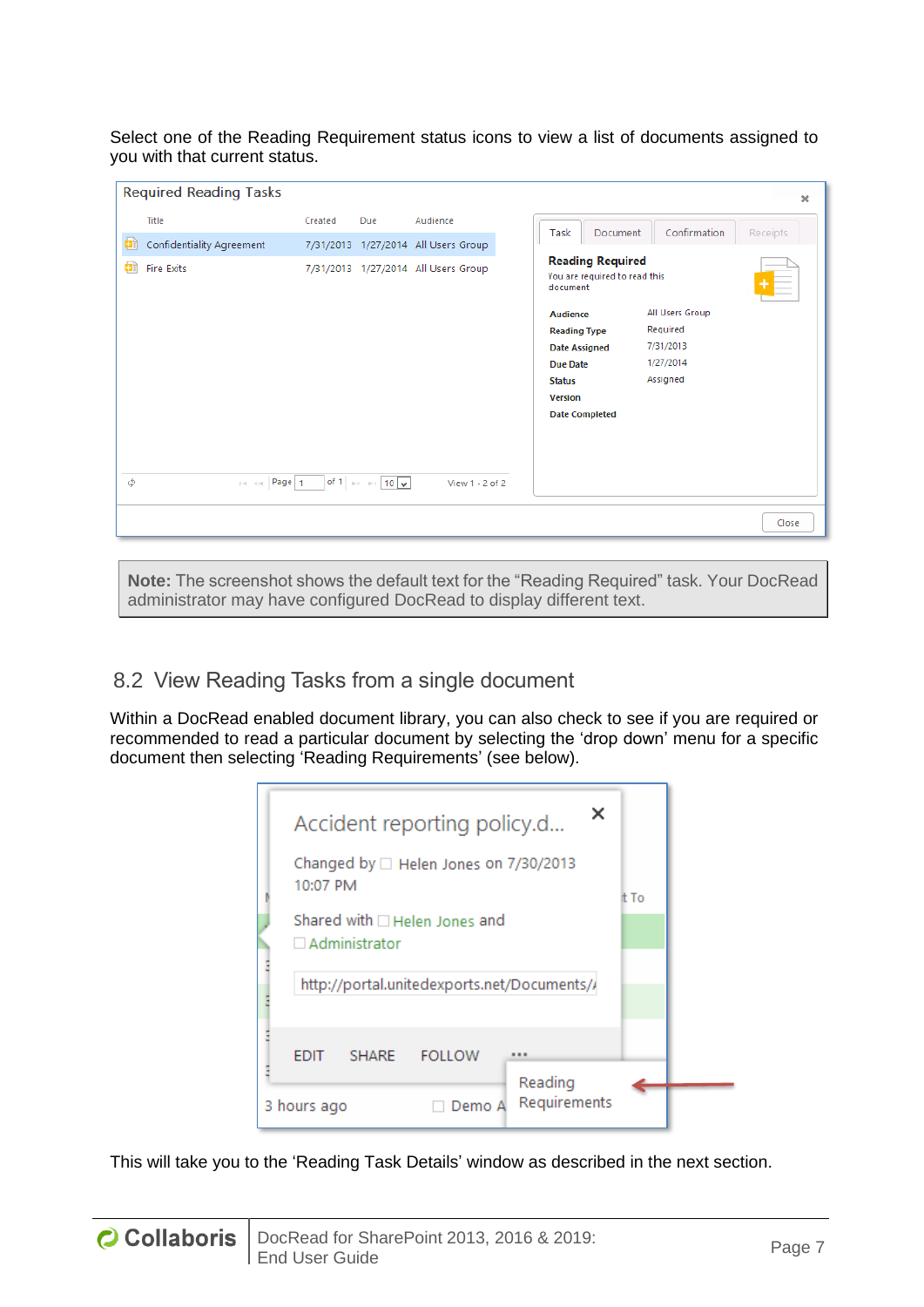Select one of the Reading Requirement status icons to view a list of documents assigned to you with that current status.

**Note:** The screenshot shows the default text for the "Reading Required" task. Your DocRead administrator may have configured DocRead to display different text.

## 8.2 View Reading Tasks from a single document

Within a DocRead enabled document library, you can also check to see if you are required or recommended to read a particular document by selecting the 'drop down' menu for a specific document then selecting 'Reading Requirements' (see below).

This will take you to the 'Reading Task Details' window as described in the next section.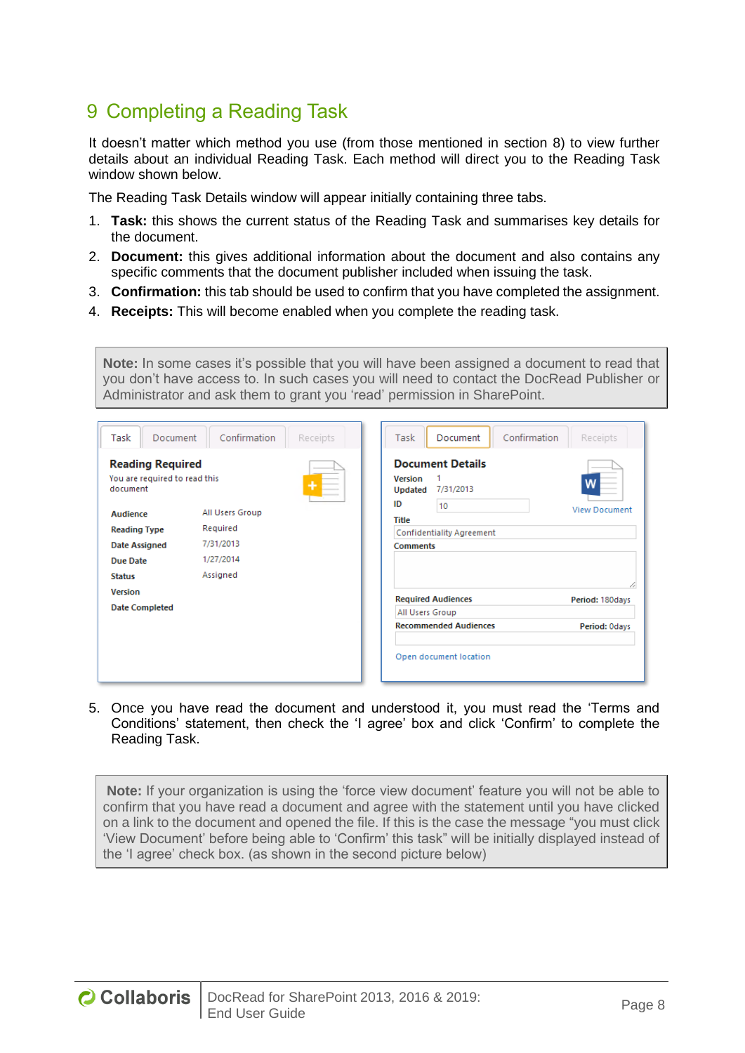# 9 Completing a Reading Task

It doesn't matter which method you use (from those mentioned in section 8) to view further details about an individual Reading Task. Each method will direct you to the Reading Task window shown below.

The Reading Task Details window will appear initially containing three tabs.

1. **Task:** this shows the current status of the Reading Task and summarises key details for the document.
2. **Document:** this gives additional information about the document and also contains any specific comments that the document publisher included when issuing the task.
3. **Confirmation:** this tab should be used to confirm that you have completed the assignment.
4. **Receipts:** This will become enabled when you complete the reading task.

> **Note:** In some cases it's possible that you will have been assigned a document to read that you don't have access to. In such cases you will need to contact the DocRead Publisher or Administrator and ask them to grant you 'read' permission in SharePoint.

5. Once you have read the document and understood it, you must read the 'Terms and Conditions' statement, then check the 'I agree' box and click 'Confirm' to complete the Reading Task.

> **Note:** If your organization is using the 'force view document' feature you will not be able to confirm that you have read a document and agree with the statement until you have clicked on a link to the document and opened the file. If this is the case the message "you must click 'View Document' before being able to 'Confirm' this task" will be initially displayed instead of the 'I agree' check box. (as shown in the second picture below)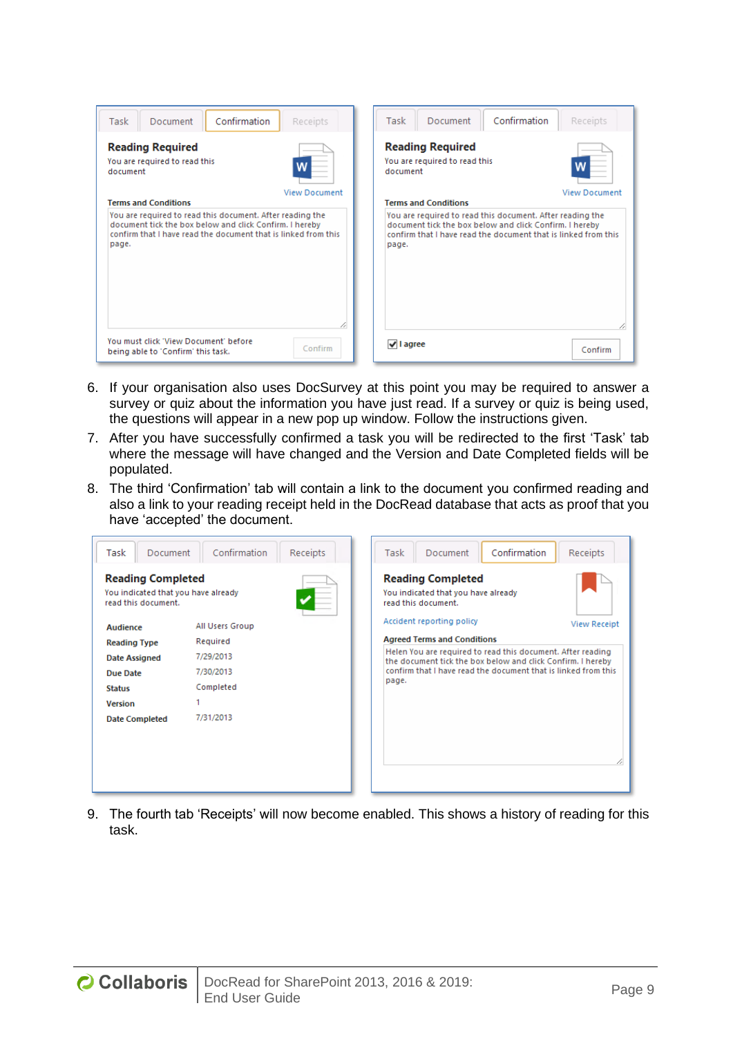6. If your organisation also uses DocSurvey at this point you may be required to answer a survey or quiz about the information you have just read. If a survey or quiz is being used, the questions will appear in a new pop up window. Follow the instructions given.
7. After you have successfully confirmed a task you will be redirected to the first 'Task' tab where the message will have changed and the Version and Date Completed fields will be populated.
8. The third 'Confirmation' tab will contain a link to the document you confirmed reading and also a link to your reading receipt held in the DocRead database that acts as proof that you have 'accepted' the document.
9. The fourth tab 'Receipts' will now become enabled. This shows a history of reading for this task.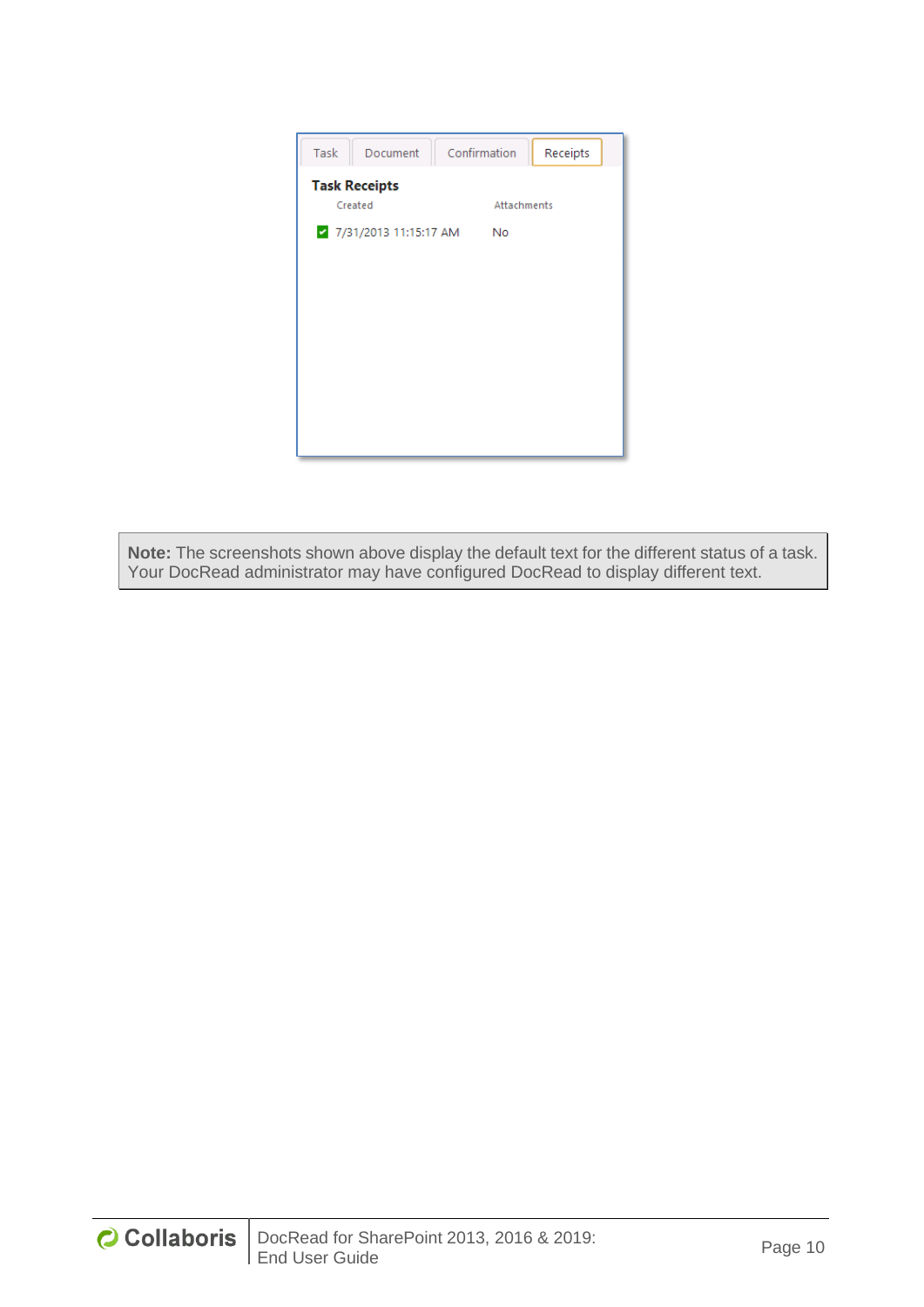| Task | Document | Confirmation | Receipts |
|---|---|---|---|

**Task Receipts**

| Created | Attachments |
|---|---|
| 7/31/2013 11:15:17 AM | No |

> **Note:** The screenshots shown above display the default text for the different status of a task. Your DocRead administrator may have configured DocRead to display different text.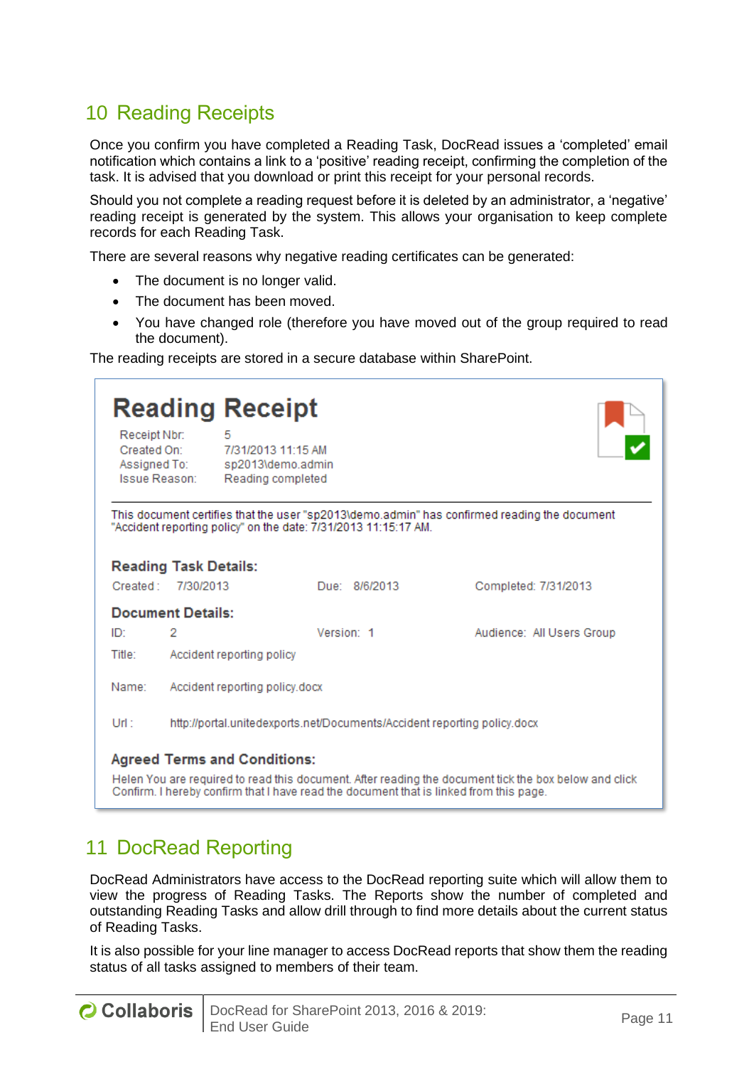# 10 Reading Receipts

Once you confirm you have completed a Reading Task, DocRead issues a 'completed' email notification which contains a link to a 'positive' reading receipt, confirming the completion of the task. It is advised that you download or print this receipt for your personal records.

Should you not complete a reading request before it is deleted by an administrator, a 'negative' reading receipt is generated by the system. This allows your organisation to keep complete records for each Reading Task.

There are several reasons why negative reading certificates can be generated:

- The document is no longer valid.
- The document has been moved.
- You have changed role (therefore you have moved out of the group required to read the document).

The reading receipts are stored in a secure database within SharePoint.

## Reading Receipt

Receipt Nbr: 5
Created On: 7/31/2013 11:15 AM
Assigned To: sp2013\demo.admin
Issue Reason: Reading completed

This document certifies that the user "sp2013\demo.admin" has confirmed reading the document "Accident reporting policy" on the date: 7/31/2013 11:15:17 AM.

**Reading Task Details:**

Created : 7/30/2013 Due: 8/6/2013 Completed: 7/31/2013

**Document Details:**

ID: 2 Version: 1 Audience: All Users Group

Title: Accident reporting policy

Name: Accident reporting policy.docx

Url : http://portal.unitedexports.net/Documents/Accident reporting policy.docx

**Agreed Terms and Conditions:**

Helen You are required to read this document. After reading the document tick the box below and click Confirm. I hereby confirm that I have read the document that is linked from this page.

# 11 DocRead Reporting

DocRead Administrators have access to the DocRead reporting suite which will allow them to view the progress of Reading Tasks. The Reports show the number of completed and outstanding Reading Tasks and allow drill through to find more details about the current status of Reading Tasks.

It is also possible for your line manager to access DocRead reports that show them the reading status of all tasks assigned to members of their team.